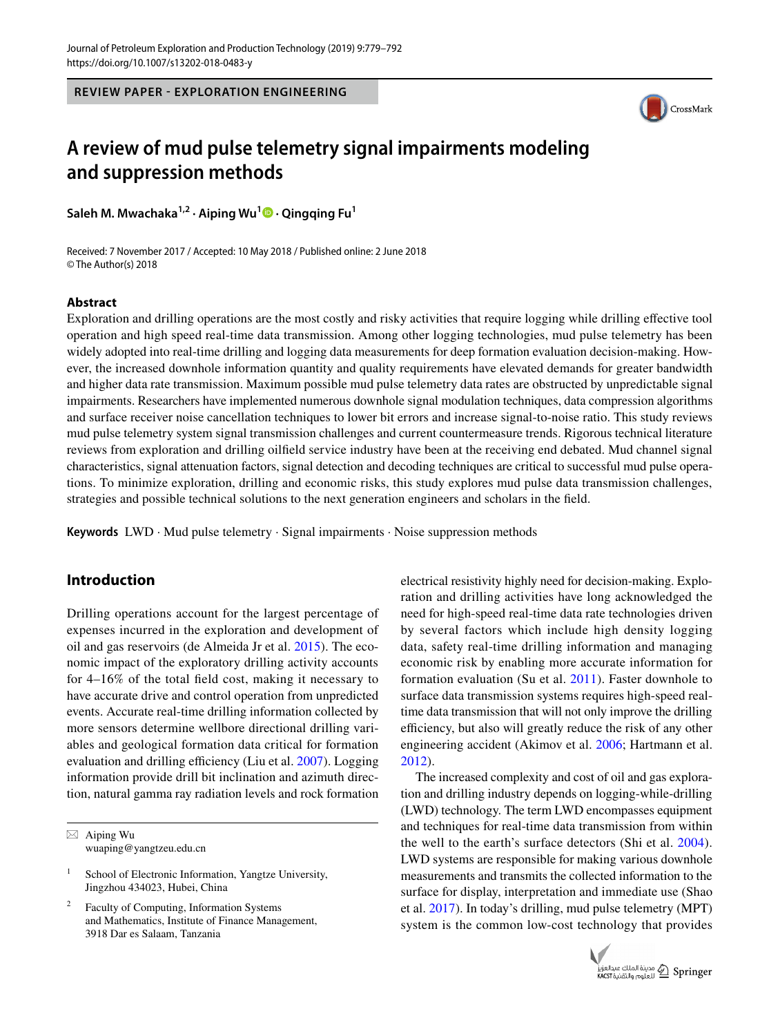REVIEW PAPER - EXPLORATION ENGINEERING

# A review of mud pulse telemetry signal impairments modeling and suppression methods

**Saleh M. Mwachaka**[1,2] · **Aiping Wu**[1] · **Qingqing Fu**[1]

Received: 7 November 2017 / Accepted: 10 May 2018 / Published online: 2 June 2018
© The Author(s) 2018

## Abstract

Exploration and drilling operations are the most costly and risky activities that require logging while drilling effective tool operation and high speed real-time data transmission. Among other logging technologies, mud pulse telemetry has been widely adopted into real-time drilling and logging data measurements for deep formation evaluation decision-making. However, the increased downhole information quantity and quality requirements have elevated demands for greater bandwidth and higher data rate transmission. Maximum possible mud pulse telemetry data rates are obstructed by unpredictable signal impairments. Researchers have implemented numerous downhole signal modulation techniques, data compression algorithms and surface receiver noise cancellation techniques to lower bit errors and increase signal-to-noise ratio. This study reviews mud pulse telemetry system signal transmission challenges and current countermeasure trends. Rigorous technical literature reviews from exploration and drilling oilfield service industry have been at the receiving end debated. Mud channel signal characteristics, signal attenuation factors, signal detection and decoding techniques are critical to successful mud pulse operations. To minimize exploration, drilling and economic risks, this study explores mud pulse data transmission challenges, strategies and possible technical solutions to the next generation engineers and scholars in the field.

**Keywords** LWD · Mud pulse telemetry · Signal impairments · Noise suppression methods

## Introduction

Drilling operations account for the largest percentage of expenses incurred in the exploration and development of oil and gas reservoirs (de Almeida Jr et al. 2015). The economic impact of the exploratory drilling activity accounts for 4–16% of the total field cost, making it necessary to have accurate drive and control operation from unpredicted events. Accurate real-time drilling information collected by more sensors determine wellbore directional drilling variables and geological formation data critical for formation evaluation and drilling efficiency (Liu et al. 2007). Logging information provide drill bit inclination and azimuth direction, natural gamma ray radiation levels and rock formation electrical resistivity highly need for decision-making. Exploration and drilling activities have long acknowledged the need for high-speed real-time data rate technologies driven by several factors which include high density logging data, safety real-time drilling information and managing economic risk by enabling more accurate information for formation evaluation (Su et al. 2011). Faster downhole to surface data transmission systems requires high-speed real-time data transmission that will not only improve the drilling efficiency, but also will greatly reduce the risk of any other engineering accident (Akimov et al. 2006; Hartmann et al. 2012).

The increased complexity and cost of oil and gas exploration and drilling industry depends on logging-while-drilling (LWD) technology. The term LWD encompasses equipment and techniques for real-time data transmission from within the well to the earth's surface detectors (Shi et al. 2004). LWD systems are responsible for making various downhole measurements and transmits the collected information to the surface for display, interpretation and immediate use (Shao et al. 2017). In today's drilling, mud pulse telemetry (MPT) system is the common low-cost technology that provides

✉ Aiping Wu
wuaping@yangtzeu.edu.cn

[1] School of Electronic Information, Yangtze University, Jingzhou 434023, Hubei, China

[2] Faculty of Computing, Information Systems and Mathematics, Institute of Finance Management, 3918 Dar es Salaam, Tanzania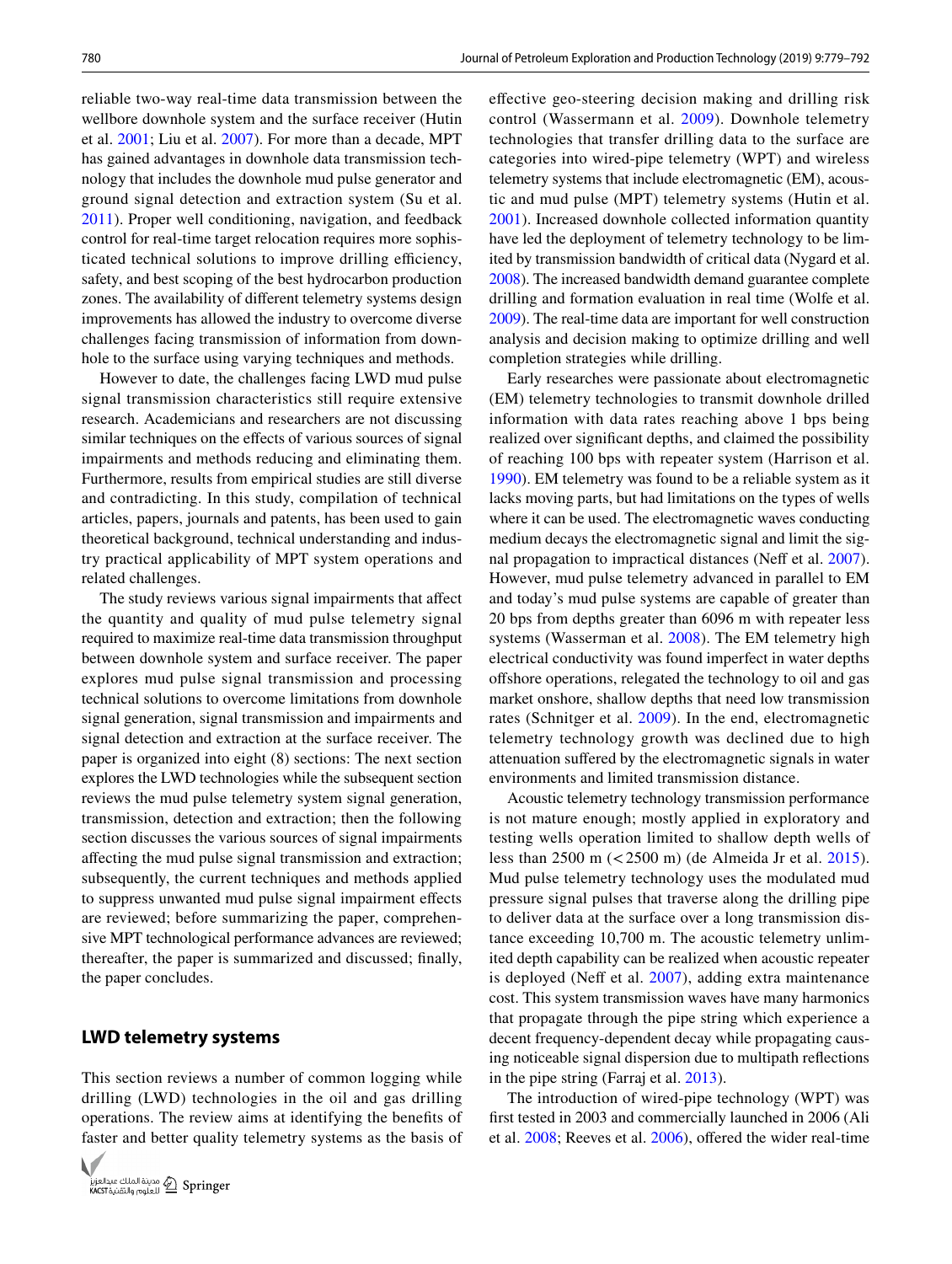reliable two-way real-time data transmission between the wellbore downhole system and the surface receiver (Hutin et al. 2001; Liu et al. 2007). For more than a decade, MPT has gained advantages in downhole data transmission technology that includes the downhole mud pulse generator and ground signal detection and extraction system (Su et al. 2011). Proper well conditioning, navigation, and feedback control for real-time target relocation requires more sophisticated technical solutions to improve drilling efficiency, safety, and best scoping of the best hydrocarbon production zones. The availability of different telemetry systems design improvements has allowed the industry to overcome diverse challenges facing transmission of information from downhole to the surface using varying techniques and methods.

However to date, the challenges facing LWD mud pulse signal transmission characteristics still require extensive research. Academicians and researchers are not discussing similar techniques on the effects of various sources of signal impairments and methods reducing and eliminating them. Furthermore, results from empirical studies are still diverse and contradicting. In this study, compilation of technical articles, papers, journals and patents, has been used to gain theoretical background, technical understanding and industry practical applicability of MPT system operations and related challenges.

The study reviews various signal impairments that affect the quantity and quality of mud pulse telemetry signal required to maximize real-time data transmission throughput between downhole system and surface receiver. The paper explores mud pulse signal transmission and processing technical solutions to overcome limitations from downhole signal generation, signal transmission and impairments and signal detection and extraction at the surface receiver. The paper is organized into eight (8) sections: The next section explores the LWD technologies while the subsequent section reviews the mud pulse telemetry system signal generation, transmission, detection and extraction; then the following section discusses the various sources of signal impairments affecting the mud pulse signal transmission and extraction; subsequently, the current techniques and methods applied to suppress unwanted mud pulse signal impairment effects are reviewed; before summarizing the paper, comprehensive MPT technological performance advances are reviewed; thereafter, the paper is summarized and discussed; finally, the paper concludes.

## LWD telemetry systems

This section reviews a number of common logging while drilling (LWD) technologies in the oil and gas drilling operations. The review aims at identifying the benefits of faster and better quality telemetry systems as the basis of effective geo-steering decision making and drilling risk control (Wassermann et al. 2009). Downhole telemetry technologies that transfer drilling data to the surface are categories into wired-pipe telemetry (WPT) and wireless telemetry systems that include electromagnetic (EM), acoustic and mud pulse (MPT) telemetry systems (Hutin et al. 2001). Increased downhole collected information quantity have led the deployment of telemetry technology to be limited by transmission bandwidth of critical data (Nygard et al. 2008). The increased bandwidth demand guarantee complete drilling and formation evaluation in real time (Wolfe et al. 2009). The real-time data are important for well construction analysis and decision making to optimize drilling and well completion strategies while drilling.

Early researches were passionate about electromagnetic (EM) telemetry technologies to transmit downhole drilled information with data rates reaching above 1 bps being realized over significant depths, and claimed the possibility of reaching 100 bps with repeater system (Harrison et al. 1990). EM telemetry was found to be a reliable system as it lacks moving parts, but had limitations on the types of wells where it can be used. The electromagnetic waves conducting medium decays the electromagnetic signal and limit the signal propagation to impractical distances (Neff et al. 2007). However, mud pulse telemetry advanced in parallel to EM and today's mud pulse systems are capable of greater than 20 bps from depths greater than 6096 m with repeater less systems (Wasserman et al. 2008). The EM telemetry high electrical conductivity was found imperfect in water depths offshore operations, relegated the technology to oil and gas market onshore, shallow depths that need low transmission rates (Schnitger et al. 2009). In the end, electromagnetic telemetry technology growth was declined due to high attenuation suffered by the electromagnetic signals in water environments and limited transmission distance.

Acoustic telemetry technology transmission performance is not mature enough; mostly applied in exploratory and testing wells operation limited to shallow depth wells of less than 2500 m (<2500 m) (de Almeida Jr et al. 2015). Mud pulse telemetry technology uses the modulated mud pressure signal pulses that traverse along the drilling pipe to deliver data at the surface over a long transmission distance exceeding 10,700 m. The acoustic telemetry unlimited depth capability can be realized when acoustic repeater is deployed (Neff et al. 2007), adding extra maintenance cost. This system transmission waves have many harmonics that propagate through the pipe string which experience a decent frequency-dependent decay while propagating causing noticeable signal dispersion due to multipath reflections in the pipe string (Farraj et al. 2013).

The introduction of wired-pipe technology (WPT) was first tested in 2003 and commercially launched in 2006 (Ali et al. 2008; Reeves et al. 2006), offered the wider real-time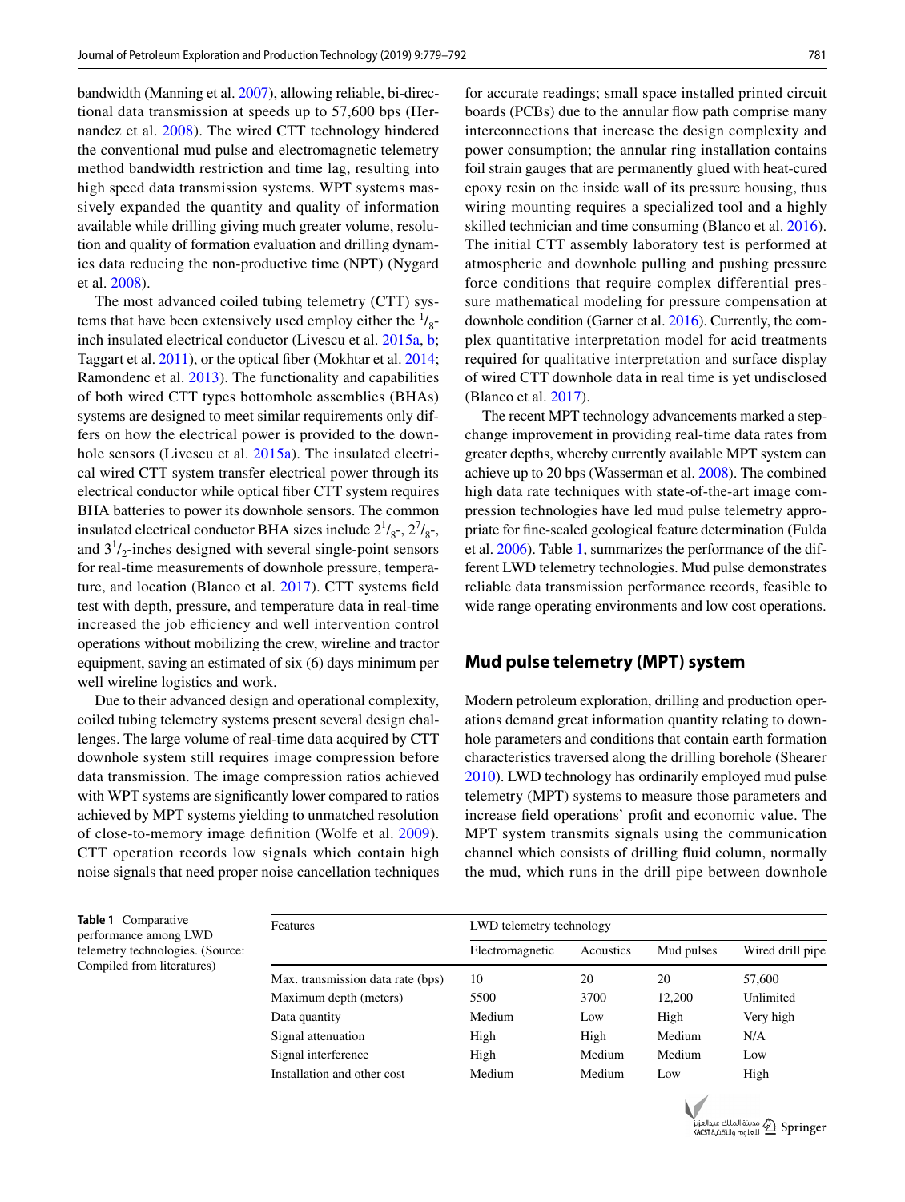bandwidth (Manning et al. 2007), allowing reliable, bi-directional data transmission at speeds up to 57,600 bps (Hernandez et al. 2008). The wired CTT technology hindered the conventional mud pulse and electromagnetic telemetry method bandwidth restriction and time lag, resulting into high speed data transmission systems. WPT systems massively expanded the quantity and quality of information available while drilling giving much greater volume, resolution and quality of formation evaluation and drilling dynamics data reducing the non-productive time (NPT) (Nygard et al. 2008).

The most advanced coiled tubing telemetry (CTT) systems that have been extensively used employ either the $^{1}/_{8}$-inch insulated electrical conductor (Livescu et al. 2015a, b; Taggart et al. 2011), or the optical fiber (Mokhtar et al. 2014; Ramondenc et al. 2013). The functionality and capabilities of both wired CTT types bottomhole assemblies (BHAs) systems are designed to meet similar requirements only differs on how the electrical power is provided to the downhole sensors (Livescu et al. 2015a). The insulated electrical wired CTT system transfer electrical power through its electrical conductor while optical fiber CTT system requires BHA batteries to power its downhole sensors. The common insulated electrical conductor BHA sizes include $2^{1}/_{8}$-, $2^{7}/_{8}$-, and $3^{1}/_{2}$-inches designed with several single-point sensors for real-time measurements of downhole pressure, temperature, and location (Blanco et al. 2017). CTT systems field test with depth, pressure, and temperature data in real-time increased the job efficiency and well intervention control operations without mobilizing the crew, wireline and tractor equipment, saving an estimated of six (6) days minimum per well wireline logistics and work.

Due to their advanced design and operational complexity, coiled tubing telemetry systems present several design challenges. The large volume of real-time data acquired by CTT downhole system still requires image compression before data transmission. The image compression ratios achieved with WPT systems are significantly lower compared to ratios achieved by MPT systems yielding to unmatched resolution of close-to-memory image definition (Wolfe et al. 2009). CTT operation records low signals which contain high noise signals that need proper noise cancellation techniques for accurate readings; small space installed printed circuit boards (PCBs) due to the annular flow path comprise many interconnections that increase the design complexity and power consumption; the annular ring installation contains foil strain gauges that are permanently glued with heat-cured epoxy resin on the inside wall of its pressure housing, thus wiring mounting requires a specialized tool and a highly skilled technician and time consuming (Blanco et al. 2016). The initial CTT assembly laboratory test is performed at atmospheric and downhole pulling and pushing pressure force conditions that require complex differential pressure mathematical modeling for pressure compensation at downhole condition (Garner et al. 2016). Currently, the complex quantitative interpretation model for acid treatments required for qualitative interpretation and surface display of wired CTT downhole data in real time is yet undisclosed (Blanco et al. 2017).

The recent MPT technology advancements marked a step-change improvement in providing real-time data rates from greater depths, whereby currently available MPT system can achieve up to 20 bps (Wasserman et al. 2008). The combined high data rate techniques with state-of-the-art image compression technologies have led mud pulse telemetry appropriate for fine-scaled geological feature determination (Fulda et al. 2006). Table 1, summarizes the performance of the different LWD telemetry technologies. Mud pulse demonstrates reliable data transmission performance records, feasible to wide range operating environments and low cost operations.

## Mud pulse telemetry (MPT) system

Modern petroleum exploration, drilling and production operations demand great information quantity relating to downhole parameters and conditions that contain earth formation characteristics traversed along the drilling borehole (Shearer 2010). LWD technology has ordinarily employed mud pulse telemetry (MPT) systems to measure those parameters and increase field operations' profit and economic value. The MPT system transmits signals using the communication channel which consists of drilling fluid column, normally the mud, which runs in the drill pipe between downhole

**Table 1** Comparative performance among LWD telemetry technologies. (Source: Compiled from literatures)

| Features | LWD telemetry technology | | | |
|---|---|---|---|---|
| | Electromagnetic | Acoustics | Mud pulses | Wired drill pipe |
| Max. transmission data rate (bps) | 10 | 20 | 20 | 57,600 |
| Maximum depth (meters) | 5500 | 3700 | 12,200 | Unlimited |
| Data quantity | Medium | Low | High | Very high |
| Signal attenuation | High | High | Medium | N/A |
| Signal interference | High | Medium | Medium | Low |
| Installation and other cost | Medium | Medium | Low | High |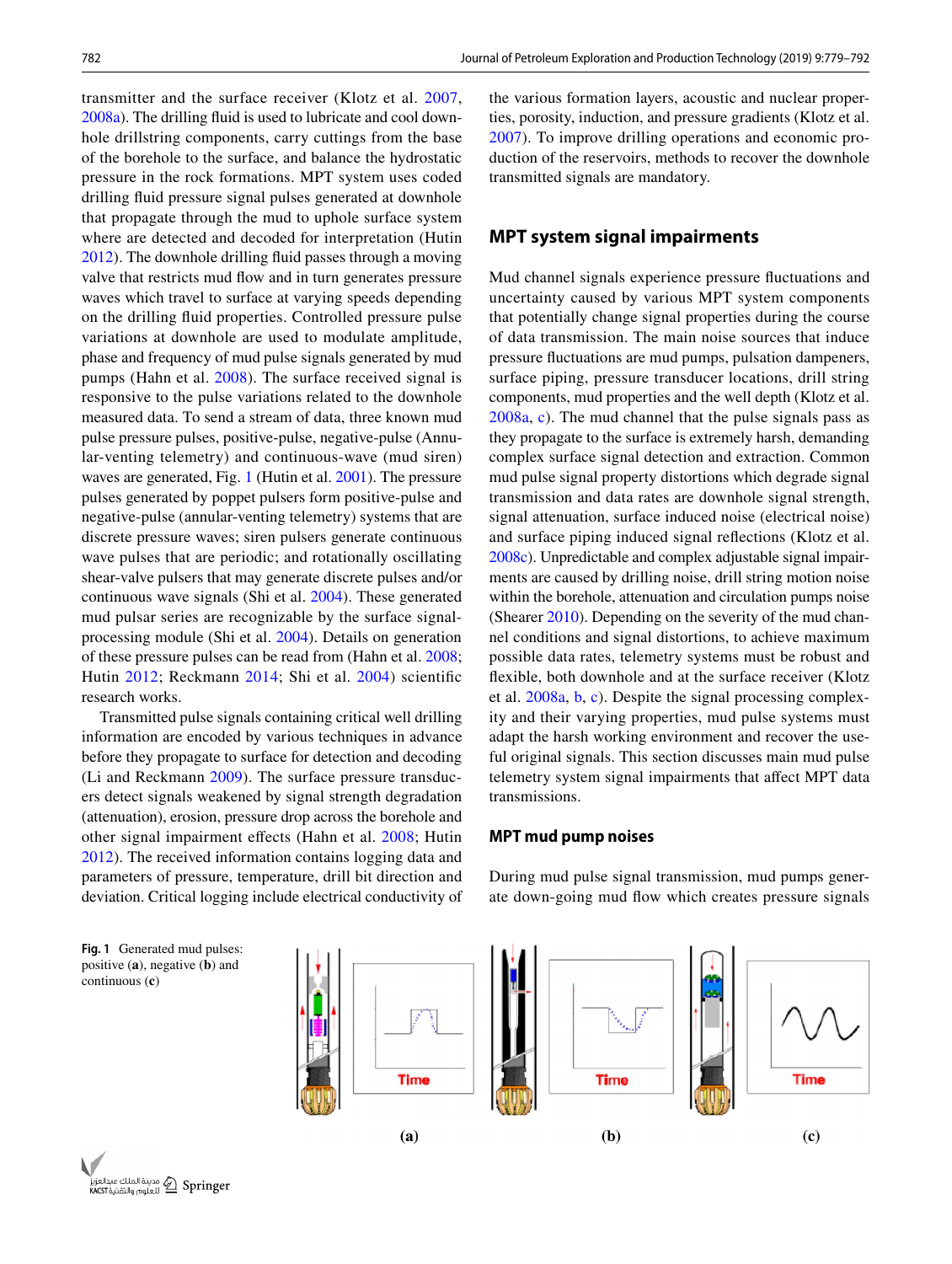transmitter and the surface receiver (Klotz et al. 2007, 2008a). The drilling fluid is used to lubricate and cool downhole drillstring components, carry cuttings from the base of the borehole to the surface, and balance the hydrostatic pressure in the rock formations. MPT system uses coded drilling fluid pressure signal pulses generated at downhole that propagate through the mud to uphole surface system where are detected and decoded for interpretation (Hutin 2012). The downhole drilling fluid passes through a moving valve that restricts mud flow and in turn generates pressure waves which travel to surface at varying speeds depending on the drilling fluid properties. Controlled pressure pulse variations at downhole are used to modulate amplitude, phase and frequency of mud pulse signals generated by mud pumps (Hahn et al. 2008). The surface received signal is responsive to the pulse variations related to the downhole measured data. To send a stream of data, three known mud pulse pressure pulses, positive-pulse, negative-pulse (Annular-venting telemetry) and continuous-wave (mud siren) waves are generated, Fig. 1 (Hutin et al. 2001). The pressure pulses generated by poppet pulsers form positive-pulse and negative-pulse (annular-venting telemetry) systems that are discrete pressure waves; siren pulsers generate continuous wave pulses that are periodic; and rotationally oscillating shear-valve pulsers that may generate discrete pulses and/or continuous wave signals (Shi et al. 2004). These generated mud pulsar series are recognizable by the surface signal-processing module (Shi et al. 2004). Details on generation of these pressure pulses can be read from (Hahn et al. 2008; Hutin 2012; Reckmann 2014; Shi et al. 2004) scientific research works.

Transmitted pulse signals containing critical well drilling information are encoded by various techniques in advance before they propagate to surface for detection and decoding (Li and Reckmann 2009). The surface pressure transducers detect signals weakened by signal strength degradation (attenuation), erosion, pressure drop across the borehole and other signal impairment effects (Hahn et al. 2008; Hutin 2012). The received information contains logging data and parameters of pressure, temperature, drill bit direction and deviation. Critical logging include electrical conductivity of the various formation layers, acoustic and nuclear properties, porosity, induction, and pressure gradients (Klotz et al. 2007). To improve drilling operations and economic production of the reservoirs, methods to recover the downhole transmitted signals are mandatory.

## MPT system signal impairments

Mud channel signals experience pressure fluctuations and uncertainty caused by various MPT system components that potentially change signal properties during the course of data transmission. The main noise sources that induce pressure fluctuations are mud pumps, pulsation dampeners, surface piping, pressure transducer locations, drill string components, mud properties and the well depth (Klotz et al. 2008a, c). The mud channel that the pulse signals pass as they propagate to the surface is extremely harsh, demanding complex surface signal detection and extraction. Common mud pulse signal property distortions which degrade signal transmission and data rates are downhole signal strength, signal attenuation, surface induced noise (electrical noise) and surface piping induced signal reflections (Klotz et al. 2008c). Unpredictable and complex adjustable signal impairments are caused by drilling noise, drill string motion noise within the borehole, attenuation and circulation pumps noise (Shearer 2010). Depending on the severity of the mud channel conditions and signal distortions, to achieve maximum possible data rates, telemetry systems must be robust and flexible, both downhole and at the surface receiver (Klotz et al. 2008a, b, c). Despite the signal processing complexity and their varying properties, mud pulse systems must adapt the harsh working environment and recover the useful original signals. This section discusses main mud pulse telemetry system signal impairments that affect MPT data transmissions.

### MPT mud pump noises

During mud pulse signal transmission, mud pumps generate down-going mud flow which creates pressure signals

**Fig. 1** Generated mud pulses: positive (**a**), negative (**b**) and continuous (**c**)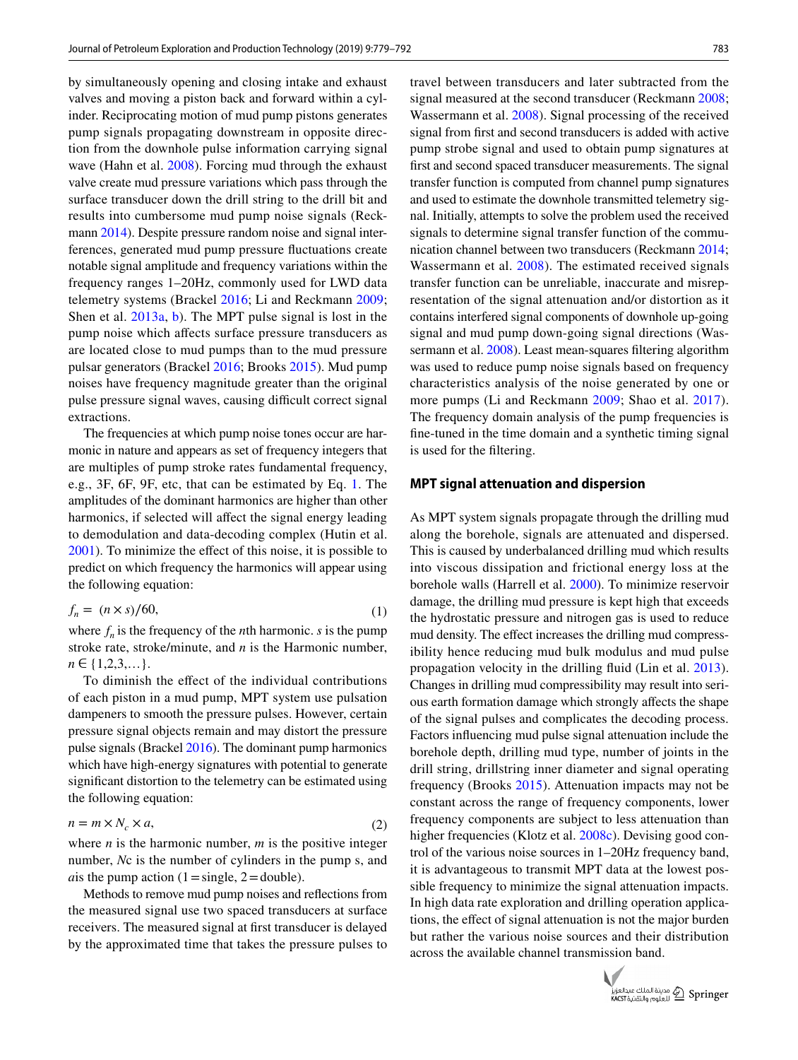by simultaneously opening and closing intake and exhaust valves and moving a piston back and forward within a cylinder. Reciprocating motion of mud pump pistons generates pump signals propagating downstream in opposite direction from the downhole pulse information carrying signal wave (Hahn et al. 2008). Forcing mud through the exhaust valve create mud pressure variations which pass through the surface transducer down the drill string to the drill bit and results into cumbersome mud pump noise signals (Reckmann 2014). Despite pressure random noise and signal interferences, generated mud pump pressure fluctuations create notable signal amplitude and frequency variations within the frequency ranges 1–20Hz, commonly used for LWD data telemetry systems (Brackel 2016; Li and Reckmann 2009; Shen et al. 2013a, b). The MPT pulse signal is lost in the pump noise which affects surface pressure transducers as are located close to mud pumps than to the mud pressure pulsar generators (Brackel 2016; Brooks 2015). Mud pump noises have frequency magnitude greater than the original pulse pressure signal waves, causing difficult correct signal extractions.

The frequencies at which pump noise tones occur are harmonic in nature and appears as set of frequency integers that are multiples of pump stroke rates fundamental frequency, e.g., 3F, 6F, 9F, etc, that can be estimated by Eq. 1. The amplitudes of the dominant harmonics are higher than other harmonics, if selected will affect the signal energy leading to demodulation and data-decoding complex (Hutin et al. 2001). To minimize the effect of this noise, it is possible to predict on which frequency the harmonics will appear using the following equation:

$$f_n = (n \times s)/60, \tag{1}$$

where $f_n$ is the frequency of the $n$th harmonic. $s$ is the pump stroke rate, stroke/minute, and $n$ is the Harmonic number, $n \in \{1,2,3,\ldots\}$.

To diminish the effect of the individual contributions of each piston in a mud pump, MPT system use pulsation dampeners to smooth the pressure pulses. However, certain pressure signal objects remain and may distort the pressure pulse signals (Brackel 2016). The dominant pump harmonics which have high-energy signatures with potential to generate significant distortion to the telemetry can be estimated using the following equation:

$$n = m \times N_c \times a, \tag{2}$$

where $n$ is the harmonic number, $m$ is the positive integer number, $N$c is the number of cylinders in the pump s, and $a$is the pump action (1 = single, 2 = double).

Methods to remove mud pump noises and reflections from the measured signal use two spaced transducers at surface receivers. The measured signal at first transducer is delayed by the approximated time that takes the pressure pulses to travel between transducers and later subtracted from the signal measured at the second transducer (Reckmann 2008; Wassermann et al. 2008). Signal processing of the received signal from first and second transducers is added with active pump strobe signal and used to obtain pump signatures at first and second spaced transducer measurements. The signal transfer function is computed from channel pump signatures and used to estimate the downhole transmitted telemetry signal. Initially, attempts to solve the problem used the received signals to determine signal transfer function of the communication channel between two transducers (Reckmann 2014; Wassermann et al. 2008). The estimated received signals transfer function can be unreliable, inaccurate and misrepresentation of the signal attenuation and/or distortion as it contains interfered signal components of downhole up-going signal and mud pump down-going signal directions (Wassermann et al. 2008). Least mean-squares filtering algorithm was used to reduce pump noise signals based on frequency characteristics analysis of the noise generated by one or more pumps (Li and Reckmann 2009; Shao et al. 2017). The frequency domain analysis of the pump frequencies is fine-tuned in the time domain and a synthetic timing signal is used for the filtering.

## MPT signal attenuation and dispersion

As MPT system signals propagate through the drilling mud along the borehole, signals are attenuated and dispersed. This is caused by underbalanced drilling mud which results into viscous dissipation and frictional energy loss at the borehole walls (Harrell et al. 2000). To minimize reservoir damage, the drilling mud pressure is kept high that exceeds the hydrostatic pressure and nitrogen gas is used to reduce mud density. The effect increases the drilling mud compressibility hence reducing mud bulk modulus and mud pulse propagation velocity in the drilling fluid (Lin et al. 2013). Changes in drilling mud compressibility may result into serious earth formation damage which strongly affects the shape of the signal pulses and complicates the decoding process. Factors influencing mud pulse signal attenuation include the borehole depth, drilling mud type, number of joints in the drill string, drillstring inner diameter and signal operating frequency (Brooks 2015). Attenuation impacts may not be constant across the range of frequency components, lower frequency components are subject to less attenuation than higher frequencies (Klotz et al. 2008c). Devising good control of the various noise sources in 1–20Hz frequency band, it is advantageous to transmit MPT data at the lowest possible frequency to minimize the signal attenuation impacts. In high data rate exploration and drilling operation applications, the effect of signal attenuation is not the major burden but rather the various noise sources and their distribution across the available channel transmission band.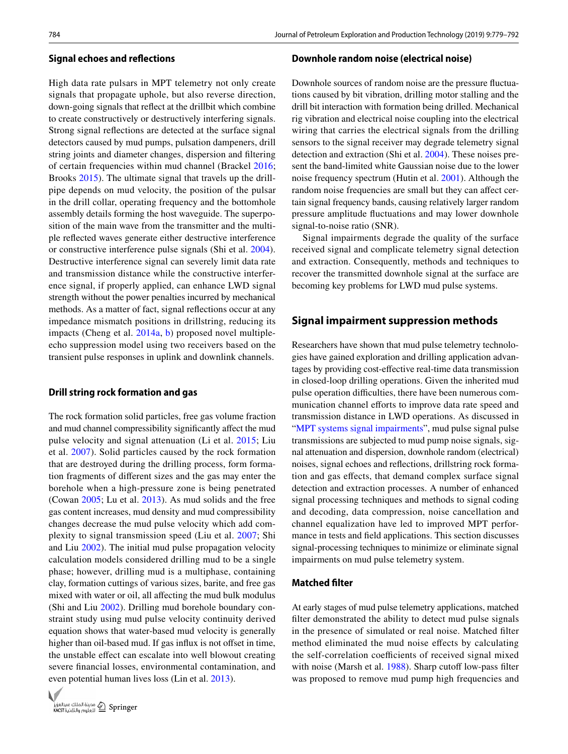### Signal echoes and reflections

High data rate pulsars in MPT telemetry not only create signals that propagate uphole, but also reverse direction, down-going signals that reflect at the drillbit which combine to create constructively or destructively interfering signals. Strong signal reflections are detected at the surface signal detectors caused by mud pumps, pulsation dampeners, drill string joints and diameter changes, dispersion and filtering of certain frequencies within mud channel (Brackel 2016; Brooks 2015). The ultimate signal that travels up the drillpipe depends on mud velocity, the position of the pulsar in the drill collar, operating frequency and the bottomhole assembly details forming the host waveguide. The superposition of the main wave from the transmitter and the multiple reflected waves generate either destructive interference or constructive interference pulse signals (Shi et al. 2004). Destructive interference signal can severely limit data rate and transmission distance while the constructive interference signal, if properly applied, can enhance LWD signal strength without the power penalties incurred by mechanical methods. As a matter of fact, signal reflections occur at any impedance mismatch positions in drillstring, reducing its impacts (Cheng et al. 2014a, b) proposed novel multiple-echo suppression model using two receivers based on the transient pulse responses in uplink and downlink channels.

### Drill string rock formation and gas

The rock formation solid particles, free gas volume fraction and mud channel compressibility significantly affect the mud pulse velocity and signal attenuation (Li et al. 2015; Liu et al. 2007). Solid particles caused by the rock formation that are destroyed during the drilling process, form formation fragments of different sizes and the gas may enter the borehole when a high-pressure zone is being penetrated (Cowan 2005; Lu et al. 2013). As mud solids and the free gas content increases, mud density and mud compressibility changes decrease the mud pulse velocity which add complexity to signal transmission speed (Liu et al. 2007; Shi and Liu 2002). The initial mud pulse propagation velocity calculation models considered drilling mud to be a single phase; however, drilling mud is a multiphase, containing clay, formation cuttings of various sizes, barite, and free gas mixed with water or oil, all affecting the mud bulk modulus (Shi and Liu 2002). Drilling mud borehole boundary constraint study using mud pulse velocity continuity derived equation shows that water-based mud velocity is generally higher than oil-based mud. If gas influx is not offset in time, the unstable effect can escalate into well blowout creating severe financial losses, environmental contamination, and even potential human lives loss (Lin et al. 2013).

### Downhole random noise (electrical noise)

Downhole sources of random noise are the pressure fluctuations caused by bit vibration, drilling motor stalling and the drill bit interaction with formation being drilled. Mechanical rig vibration and electrical noise coupling into the electrical wiring that carries the electrical signals from the drilling sensors to the signal receiver may degrade telemetry signal detection and extraction (Shi et al. 2004). These noises present the band-limited white Gaussian noise due to the lower noise frequency spectrum (Hutin et al. 2001). Although the random noise frequencies are small but they can affect certain signal frequency bands, causing relatively larger random pressure amplitude fluctuations and may lower downhole signal-to-noise ratio (SNR).

Signal impairments degrade the quality of the surface received signal and complicate telemetry signal detection and extraction. Consequently, methods and techniques to recover the transmitted downhole signal at the surface are becoming key problems for LWD mud pulse systems.

## Signal impairment suppression methods

Researchers have shown that mud pulse telemetry technologies have gained exploration and drilling application advantages by providing cost-effective real-time data transmission in closed-loop drilling operations. Given the inherited mud pulse operation difficulties, there have been numerous communication channel efforts to improve data rate speed and transmission distance in LWD operations. As discussed in "MPT systems signal impairments", mud pulse signal pulse transmissions are subjected to mud pump noise signals, signal attenuation and dispersion, downhole random (electrical) noises, signal echoes and reflections, drillstring rock formation and gas effects, that demand complex surface signal detection and extraction processes. A number of enhanced signal processing techniques and methods to signal coding and decoding, data compression, noise cancellation and channel equalization have led to improved MPT performance in tests and field applications. This section discusses signal-processing techniques to minimize or eliminate signal impairments on mud pulse telemetry system.

### Matched filter

At early stages of mud pulse telemetry applications, matched filter demonstrated the ability to detect mud pulse signals in the presence of simulated or real noise. Matched filter method eliminated the mud noise effects by calculating the self-correlation coefficients of received signal mixed with noise (Marsh et al. 1988). Sharp cutoff low-pass filter was proposed to remove mud pump high frequencies and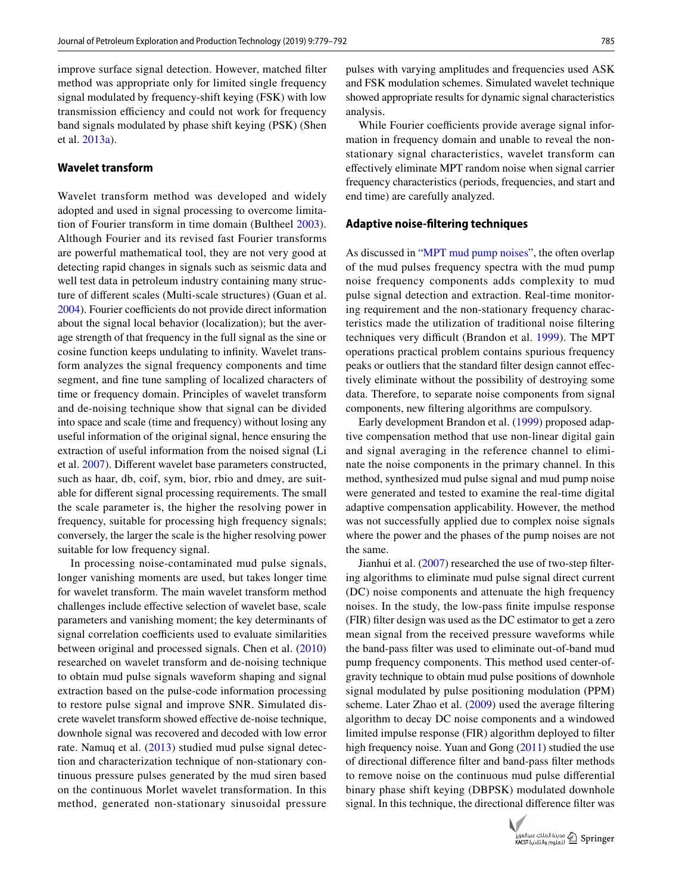improve surface signal detection. However, matched filter method was appropriate only for limited single frequency signal modulated by frequency-shift keying (FSK) with low transmission efficiency and could not work for frequency band signals modulated by phase shift keying (PSK) (Shen et al. 2013a).

### Wavelet transform

Wavelet transform method was developed and widely adopted and used in signal processing to overcome limitation of Fourier transform in time domain (Bultheel 2003). Although Fourier and its revised fast Fourier transforms are powerful mathematical tool, they are not very good at detecting rapid changes in signals such as seismic data and well test data in petroleum industry containing many structure of different scales (Multi-scale structures) (Guan et al. 2004). Fourier coefficients do not provide direct information about the signal local behavior (localization); but the average strength of that frequency in the full signal as the sine or cosine function keeps undulating to infinity. Wavelet transform analyzes the signal frequency components and time segment, and fine tune sampling of localized characters of time or frequency domain. Principles of wavelet transform and de-noising technique show that signal can be divided into space and scale (time and frequency) without losing any useful information of the original signal, hence ensuring the extraction of useful information from the noised signal (Li et al. 2007). Different wavelet base parameters constructed, such as haar, db, coif, sym, bior, rbio and dmey, are suitable for different signal processing requirements. The small the scale parameter is, the higher the resolving power in frequency, suitable for processing high frequency signals; conversely, the larger the scale is the higher resolving power suitable for low frequency signal.

In processing noise-contaminated mud pulse signals, longer vanishing moments are used, but takes longer time for wavelet transform. The main wavelet transform method challenges include effective selection of wavelet base, scale parameters and vanishing moment; the key determinants of signal correlation coefficients used to evaluate similarities between original and processed signals. Chen et al. (2010) researched on wavelet transform and de-noising technique to obtain mud pulse signals waveform shaping and signal extraction based on the pulse-code information processing to restore pulse signal and improve SNR. Simulated discrete wavelet transform showed effective de-noise technique, downhole signal was recovered and decoded with low error rate. Namuq et al. (2013) studied mud pulse signal detection and characterization technique of non-stationary continuous pressure pulses generated by the mud siren based on the continuous Morlet wavelet transformation. In this method, generated non-stationary sinusoidal pressure pulses with varying amplitudes and frequencies used ASK and FSK modulation schemes. Simulated wavelet technique showed appropriate results for dynamic signal characteristics analysis.

While Fourier coefficients provide average signal information in frequency domain and unable to reveal the non-stationary signal characteristics, wavelet transform can effectively eliminate MPT random noise when signal carrier frequency characteristics (periods, frequencies, and start and end time) are carefully analyzed.

### Adaptive noise-filtering techniques

As discussed in "MPT mud pump noises", the often overlap of the mud pulses frequency spectra with the mud pump noise frequency components adds complexity to mud pulse signal detection and extraction. Real-time monitoring requirement and the non-stationary frequency characteristics made the utilization of traditional noise filtering techniques very difficult (Brandon et al. 1999). The MPT operations practical problem contains spurious frequency peaks or outliers that the standard filter design cannot effectively eliminate without the possibility of destroying some data. Therefore, to separate noise components from signal components, new filtering algorithms are compulsory.

Early development Brandon et al. (1999) proposed adaptive compensation method that use non-linear digital gain and signal averaging in the reference channel to eliminate the noise components in the primary channel. In this method, synthesized mud pulse signal and mud pump noise were generated and tested to examine the real-time digital adaptive compensation applicability. However, the method was not successfully applied due to complex noise signals where the power and the phases of the pump noises are not the same.

Jianhui et al. (2007) researched the use of two-step filtering algorithms to eliminate mud pulse signal direct current (DC) noise components and attenuate the high frequency noises. In the study, the low-pass finite impulse response (FIR) filter design was used as the DC estimator to get a zero mean signal from the received pressure waveforms while the band-pass filter was used to eliminate out-of-band mud pump frequency components. This method used center-of-gravity technique to obtain mud pulse positions of downhole signal modulated by pulse positioning modulation (PPM) scheme. Later Zhao et al. (2009) used the average filtering algorithm to decay DC noise components and a windowed limited impulse response (FIR) algorithm deployed to filter high frequency noise. Yuan and Gong (2011) studied the use of directional difference filter and band-pass filter methods to remove noise on the continuous mud pulse differential binary phase shift keying (DBPSK) modulated downhole signal. In this technique, the directional difference filter was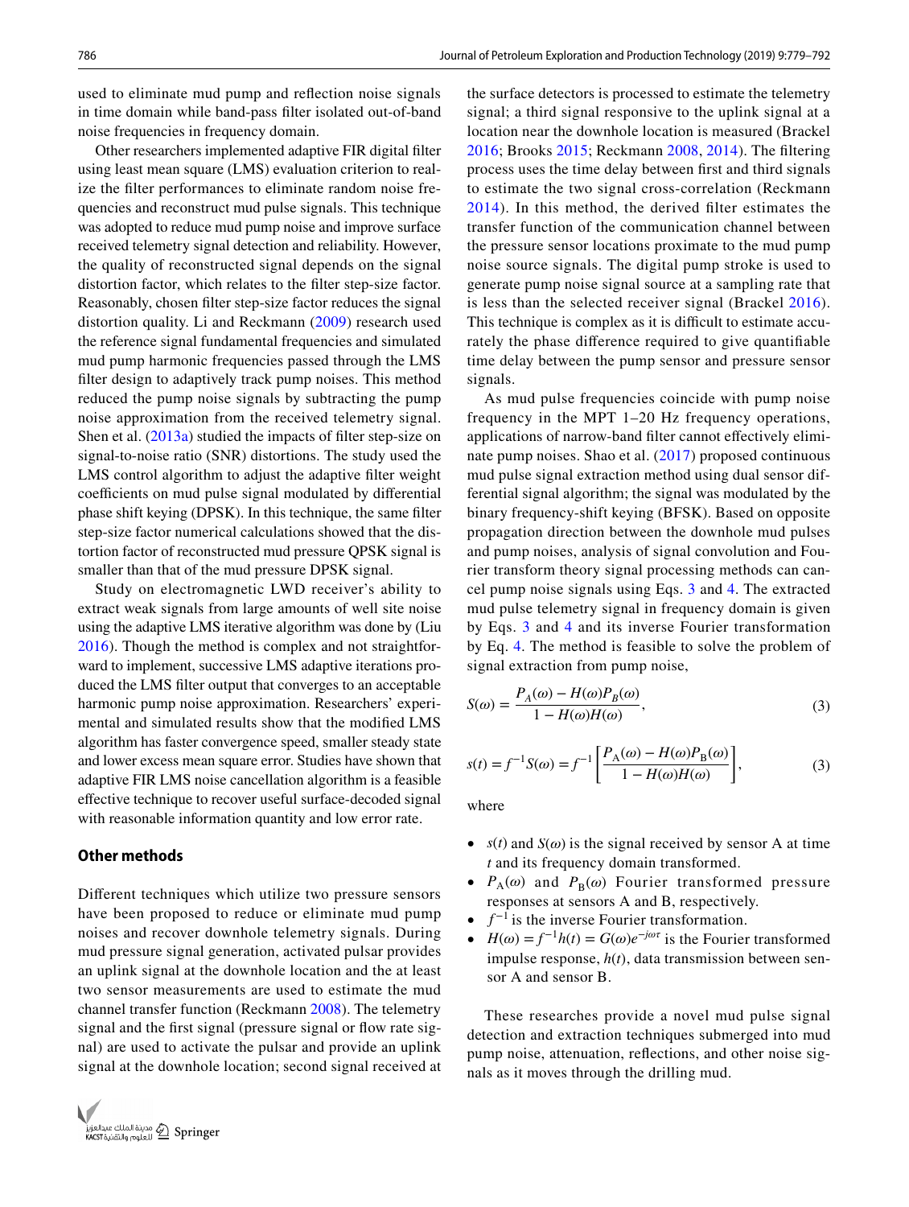used to eliminate mud pump and reflection noise signals in time domain while band-pass filter isolated out-of-band noise frequencies in frequency domain.

Other researchers implemented adaptive FIR digital filter using least mean square (LMS) evaluation criterion to realize the filter performances to eliminate random noise frequencies and reconstruct mud pulse signals. This technique was adopted to reduce mud pump noise and improve surface received telemetry signal detection and reliability. However, the quality of reconstructed signal depends on the signal distortion factor, which relates to the filter step-size factor. Reasonably, chosen filter step-size factor reduces the signal distortion quality. Li and Reckmann (2009) research used the reference signal fundamental frequencies and simulated mud pump harmonic frequencies passed through the LMS filter design to adaptively track pump noises. This method reduced the pump noise signals by subtracting the pump noise approximation from the received telemetry signal. Shen et al. (2013a) studied the impacts of filter step-size on signal-to-noise ratio (SNR) distortions. The study used the LMS control algorithm to adjust the adaptive filter weight coefficients on mud pulse signal modulated by differential phase shift keying (DPSK). In this technique, the same filter step-size factor numerical calculations showed that the distortion factor of reconstructed mud pressure QPSK signal is smaller than that of the mud pressure DPSK signal.

Study on electromagnetic LWD receiver's ability to extract weak signals from large amounts of well site noise using the adaptive LMS iterative algorithm was done by (Liu 2016). Though the method is complex and not straightforward to implement, successive LMS adaptive iterations produced the LMS filter output that converges to an acceptable harmonic pump noise approximation. Researchers' experimental and simulated results show that the modified LMS algorithm has faster convergence speed, smaller steady state and lower excess mean square error. Studies have shown that adaptive FIR LMS noise cancellation algorithm is a feasible effective technique to recover useful surface-decoded signal with reasonable information quantity and low error rate.

### Other methods

Different techniques which utilize two pressure sensors have been proposed to reduce or eliminate mud pump noises and recover downhole telemetry signals. During mud pressure signal generation, activated pulsar provides an uplink signal at the downhole location and the at least two sensor measurements are used to estimate the mud channel transfer function (Reckmann 2008). The telemetry signal and the first signal (pressure signal or flow rate signal) are used to activate the pulsar and provide an uplink signal at the downhole location; second signal received at the surface detectors is processed to estimate the telemetry signal; a third signal responsive to the uplink signal at a location near the downhole location is measured (Brackel 2016; Brooks 2015; Reckmann 2008, 2014). The filtering process uses the time delay between first and third signals to estimate the two signal cross-correlation (Reckmann 2014). In this method, the derived filter estimates the transfer function of the communication channel between the pressure sensor locations proximate to the mud pump noise source signals. The digital pump stroke is used to generate pump noise signal source at a sampling rate that is less than the selected receiver signal (Brackel 2016). This technique is complex as it is difficult to estimate accurately the phase difference required to give quantifiable time delay between the pump sensor and pressure sensor signals.

As mud pulse frequencies coincide with pump noise frequency in the MPT 1–20 Hz frequency operations, applications of narrow-band filter cannot effectively eliminate pump noises. Shao et al. (2017) proposed continuous mud pulse signal extraction method using dual sensor differential signal algorithm; the signal was modulated by the binary frequency-shift keying (BFSK). Based on opposite propagation direction between the downhole mud pulses and pump noises, analysis of signal convolution and Fourier transform theory signal processing methods can cancel pump noise signals using Eqs. 3 and 4. The extracted mud pulse telemetry signal in frequency domain is given by Eqs. 3 and 4 and its inverse Fourier transformation by Eq. 4. The method is feasible to solve the problem of signal extraction from pump noise,

$$S(\omega) = \frac{P_A(\omega) - H(\omega)P_B(\omega)}{1 - H(\omega)H(\omega)}, \tag{3}$$

$$s(t) = f^{-1}S(\omega) = f^{-1}\left[\frac{P_{\mathrm{A}}(\omega) - H(\omega)P_{\mathrm{B}}(\omega)}{1 - H(\omega)H(\omega)}\right], \tag{3}$$

where

- $s(t)$ and $S(\omega)$ is the signal received by sensor A at time $t$ and its frequency domain transformed.
- $P_{\mathrm{A}}(\omega)$ and $P_{\mathrm{B}}(\omega)$ Fourier transformed pressure responses at sensors A and B, respectively.
- $f^{-1}$ is the inverse Fourier transformation.
- $H(\omega) = f^{-1}h(t) = G(\omega)e^{-j\omega\tau}$ is the Fourier transformed impulse response, $h(t)$, data transmission between sensor A and sensor B.

These researches provide a novel mud pulse signal detection and extraction techniques submerged into mud pump noise, attenuation, reflections, and other noise signals as it moves through the drilling mud.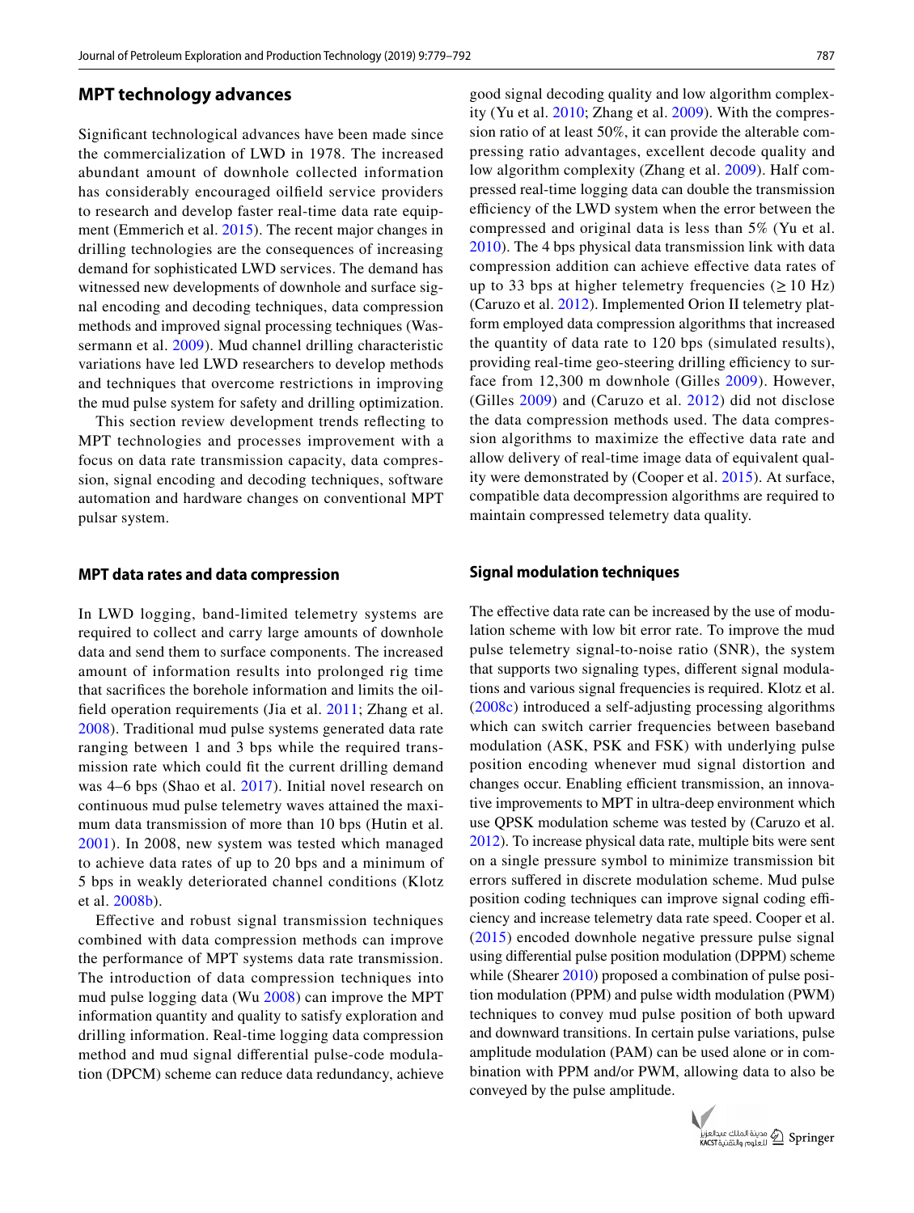## MPT technology advances

Significant technological advances have been made since the commercialization of LWD in 1978. The increased abundant amount of downhole collected information has considerably encouraged oilfield service providers to research and develop faster real-time data rate equipment (Emmerich et al. 2015). The recent major changes in drilling technologies are the consequences of increasing demand for sophisticated LWD services. The demand has witnessed new developments of downhole and surface signal encoding and decoding techniques, data compression methods and improved signal processing techniques (Wassermann et al. 2009). Mud channel drilling characteristic variations have led LWD researchers to develop methods and techniques that overcome restrictions in improving the mud pulse system for safety and drilling optimization.

This section review development trends reflecting to MPT technologies and processes improvement with a focus on data rate transmission capacity, data compression, signal encoding and decoding techniques, software automation and hardware changes on conventional MPT pulsar system.

### MPT data rates and data compression

In LWD logging, band-limited telemetry systems are required to collect and carry large amounts of downhole data and send them to surface components. The increased amount of information results into prolonged rig time that sacrifices the borehole information and limits the oilfield operation requirements (Jia et al. 2011; Zhang et al. 2008). Traditional mud pulse systems generated data rate ranging between 1 and 3 bps while the required transmission rate which could fit the current drilling demand was 4–6 bps (Shao et al. 2017). Initial novel research on continuous mud pulse telemetry waves attained the maximum data transmission of more than 10 bps (Hutin et al. 2001). In 2008, new system was tested which managed to achieve data rates of up to 20 bps and a minimum of 5 bps in weakly deteriorated channel conditions (Klotz et al. 2008b).

Effective and robust signal transmission techniques combined with data compression methods can improve the performance of MPT systems data rate transmission. The introduction of data compression techniques into mud pulse logging data (Wu 2008) can improve the MPT information quantity and quality to satisfy exploration and drilling information. Real-time logging data compression method and mud signal differential pulse-code modulation (DPCM) scheme can reduce data redundancy, achieve good signal decoding quality and low algorithm complexity (Yu et al. 2010; Zhang et al. 2009). With the compression ratio of at least 50%, it can provide the alterable compressing ratio advantages, excellent decode quality and low algorithm complexity (Zhang et al. 2009). Half compressed real-time logging data can double the transmission efficiency of the LWD system when the error between the compressed and original data is less than 5% (Yu et al. 2010). The 4 bps physical data transmission link with data compression addition can achieve effective data rates of up to 33 bps at higher telemetry frequencies ($\geq 10$ Hz) (Caruzo et al. 2012). Implemented Orion II telemetry platform employed data compression algorithms that increased the quantity of data rate to 120 bps (simulated results), providing real-time geo-steering drilling efficiency to surface from 12,300 m downhole (Gilles 2009). However, (Gilles 2009) and (Caruzo et al. 2012) did not disclose the data compression methods used. The data compression algorithms to maximize the effective data rate and allow delivery of real-time image data of equivalent quality were demonstrated by (Cooper et al. 2015). At surface, compatible data decompression algorithms are required to maintain compressed telemetry data quality.

### Signal modulation techniques

The effective data rate can be increased by the use of modulation scheme with low bit error rate. To improve the mud pulse telemetry signal-to-noise ratio (SNR), the system that supports two signaling types, different signal modulations and various signal frequencies is required. Klotz et al. (2008c) introduced a self-adjusting processing algorithms which can switch carrier frequencies between baseband modulation (ASK, PSK and FSK) with underlying pulse position encoding whenever mud signal distortion and changes occur. Enabling efficient transmission, an innovative improvements to MPT in ultra-deep environment which use QPSK modulation scheme was tested by (Caruzo et al. 2012). To increase physical data rate, multiple bits were sent on a single pressure symbol to minimize transmission bit errors suffered in discrete modulation scheme. Mud pulse position coding techniques can improve signal coding efficiency and increase telemetry data rate speed. Cooper et al. (2015) encoded downhole negative pressure pulse signal using differential pulse position modulation (DPPM) scheme while (Shearer 2010) proposed a combination of pulse position modulation (PPM) and pulse width modulation (PWM) techniques to convey mud pulse position of both upward and downward transitions. In certain pulse variations, pulse amplitude modulation (PAM) can be used alone or in combination with PPM and/or PWM, allowing data to also be conveyed by the pulse amplitude.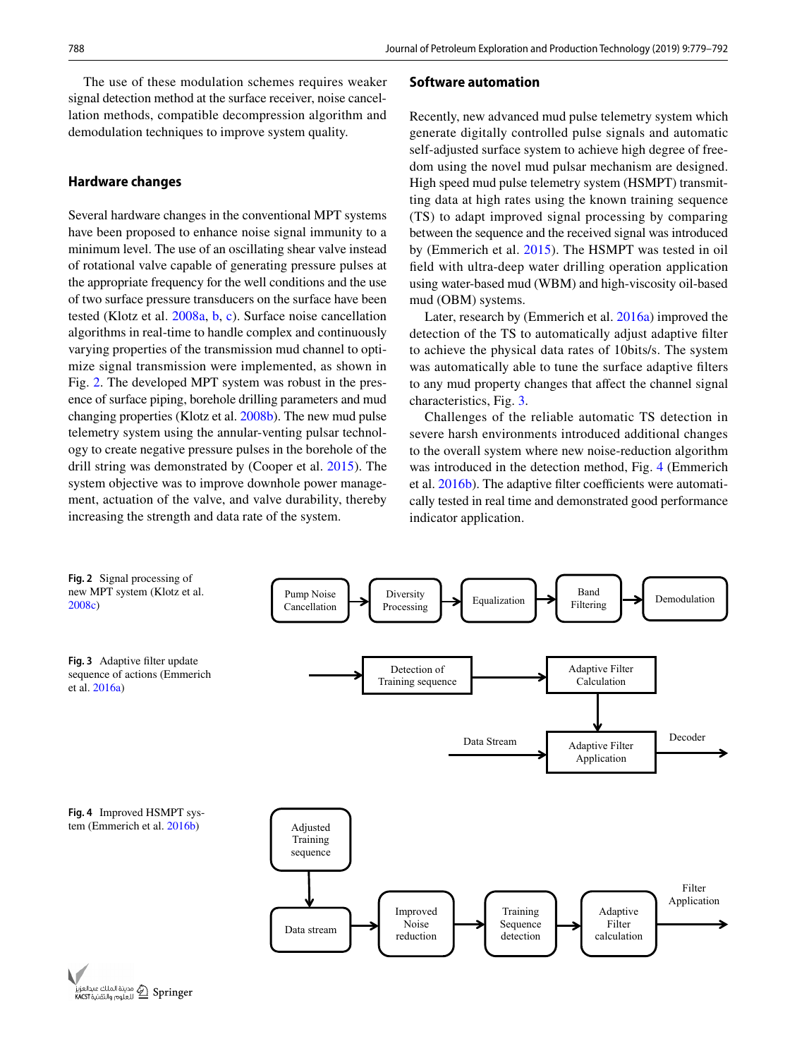The use of these modulation schemes requires weaker signal detection method at the surface receiver, noise cancellation methods, compatible decompression algorithm and demodulation techniques to improve system quality.

## Hardware changes

Several hardware changes in the conventional MPT systems have been proposed to enhance noise signal immunity to a minimum level. The use of an oscillating shear valve instead of rotational valve capable of generating pressure pulses at the appropriate frequency for the well conditions and the use of two surface pressure transducers on the surface have been tested (Klotz et al. 2008a, b, c). Surface noise cancellation algorithms in real-time to handle complex and continuously varying properties of the transmission mud channel to optimize signal transmission were implemented, as shown in Fig. 2. The developed MPT system was robust in the presence of surface piping, borehole drilling parameters and mud changing properties (Klotz et al. 2008b). The new mud pulse telemetry system using the annular-venting pulsar technology to create negative pressure pulses in the borehole of the drill string was demonstrated by (Cooper et al. 2015). The system objective was to improve downhole power management, actuation of the valve, and valve durability, thereby increasing the strength and data rate of the system.

## Software automation

Recently, new advanced mud pulse telemetry system which generate digitally controlled pulse signals and automatic self-adjusted surface system to achieve high degree of freedom using the novel mud pulsar mechanism are designed. High speed mud pulse telemetry system (HSMPT) transmitting data at high rates using the known training sequence (TS) to adapt improved signal processing by comparing between the sequence and the received signal was introduced by (Emmerich et al. 2015). The HSMPT was tested in oil field with ultra-deep water drilling operation application using water-based mud (WBM) and high-viscosity oil-based mud (OBM) systems.

Later, research by (Emmerich et al. 2016a) improved the detection of the TS to automatically adjust adaptive filter to achieve the physical data rates of 10bits/s. The system was automatically able to tune the surface adaptive filters to any mud property changes that affect the channel signal characteristics, Fig. 3.

Challenges of the reliable automatic TS detection in severe harsh environments introduced additional changes to the overall system where new noise-reduction algorithm was introduced in the detection method, Fig. 4 (Emmerich et al. 2016b). The adaptive filter coefficients were automatically tested in real time and demonstrated good performance indicator application.

Pump Noise Cancellation → Diversity Processing → Equalization → Band Filtering → Demodulation

**Fig. 2** Signal processing of new MPT system (Klotz et al. 2008c)

→ Detection of Training sequence → Adaptive Filter Calculation ↓
Data Stream → Adaptive Filter Application → Decoder

**Fig. 3** Adaptive filter update sequence of actions (Emmerich et al. 2016a)

Adjusted Training sequence ↓
Data stream → Improved Noise reduction → Training Sequence detection → Adaptive Filter calculation → Filter Application

**Fig. 4** Improved HSMPT system (Emmerich et al. 2016b)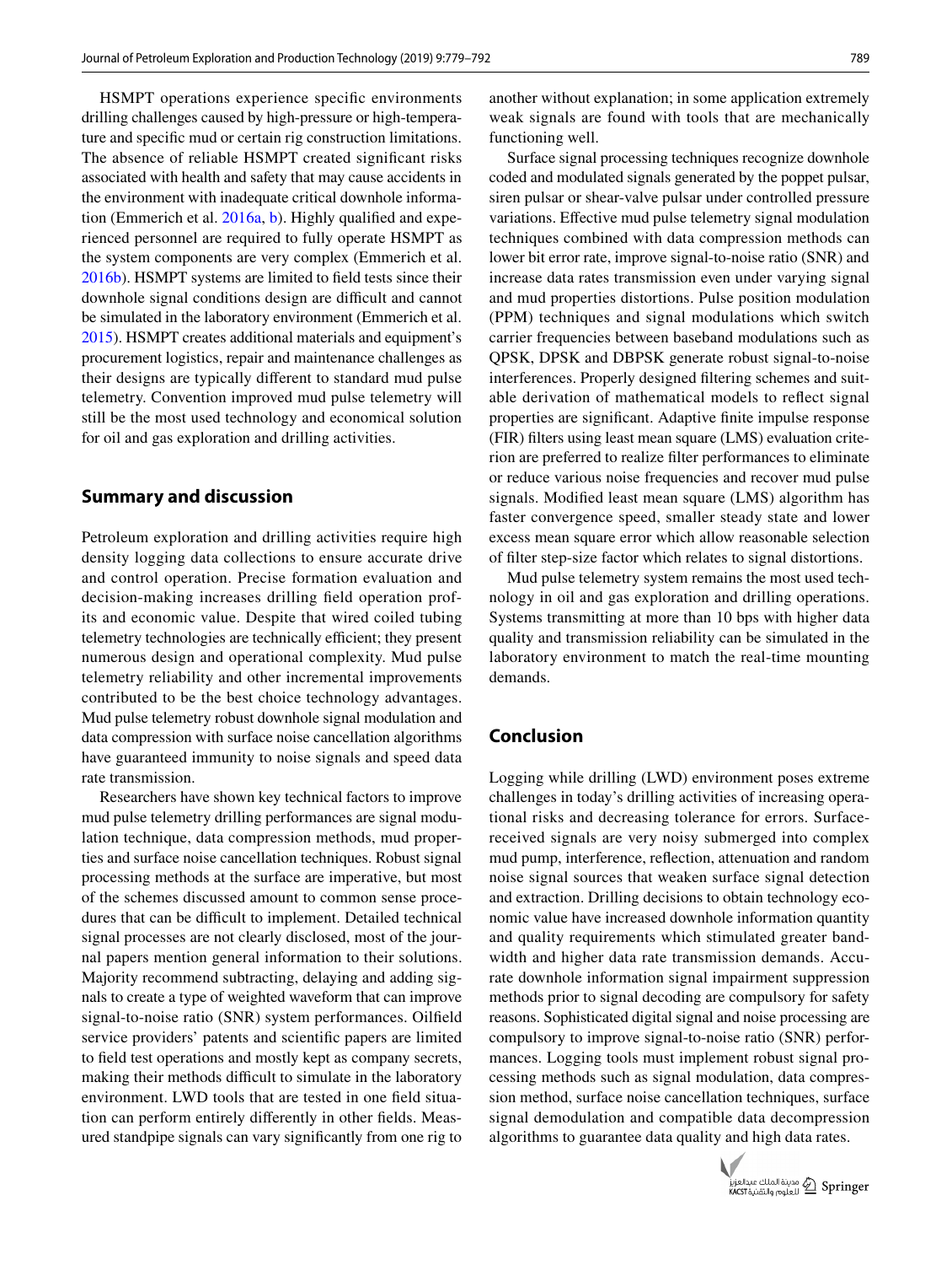HSMPT operations experience specific environments drilling challenges caused by high-pressure or high-temperature and specific mud or certain rig construction limitations. The absence of reliable HSMPT created significant risks associated with health and safety that may cause accidents in the environment with inadequate critical downhole information (Emmerich et al. 2016a, b). Highly qualified and experienced personnel are required to fully operate HSMPT as the system components are very complex (Emmerich et al. 2016b). HSMPT systems are limited to field tests since their downhole signal conditions design are difficult and cannot be simulated in the laboratory environment (Emmerich et al. 2015). HSMPT creates additional materials and equipment's procurement logistics, repair and maintenance challenges as their designs are typically different to standard mud pulse telemetry. Convention improved mud pulse telemetry will still be the most used technology and economical solution for oil and gas exploration and drilling activities.

## Summary and discussion

Petroleum exploration and drilling activities require high density logging data collections to ensure accurate drive and control operation. Precise formation evaluation and decision-making increases drilling field operation profits and economic value. Despite that wired coiled tubing telemetry technologies are technically efficient; they present numerous design and operational complexity. Mud pulse telemetry reliability and other incremental improvements contributed to be the best choice technology advantages. Mud pulse telemetry robust downhole signal modulation and data compression with surface noise cancellation algorithms have guaranteed immunity to noise signals and speed data rate transmission.

Researchers have shown key technical factors to improve mud pulse telemetry drilling performances are signal modulation technique, data compression methods, mud properties and surface noise cancellation techniques. Robust signal processing methods at the surface are imperative, but most of the schemes discussed amount to common sense procedures that can be difficult to implement. Detailed technical signal processes are not clearly disclosed, most of the journal papers mention general information to their solutions. Majority recommend subtracting, delaying and adding signals to create a type of weighted waveform that can improve signal-to-noise ratio (SNR) system performances. Oilfield service providers' patents and scientific papers are limited to field test operations and mostly kept as company secrets, making their methods difficult to simulate in the laboratory environment. LWD tools that are tested in one field situation can perform entirely differently in other fields. Measured standpipe signals can vary significantly from one rig to another without explanation; in some application extremely weak signals are found with tools that are mechanically functioning well.

Surface signal processing techniques recognize downhole coded and modulated signals generated by the poppet pulsar, siren pulsar or shear-valve pulsar under controlled pressure variations. Effective mud pulse telemetry signal modulation techniques combined with data compression methods can lower bit error rate, improve signal-to-noise ratio (SNR) and increase data rates transmission even under varying signal and mud properties distortions. Pulse position modulation (PPM) techniques and signal modulations which switch carrier frequencies between baseband modulations such as QPSK, DPSK and DBPSK generate robust signal-to-noise interferences. Properly designed filtering schemes and suitable derivation of mathematical models to reflect signal properties are significant. Adaptive finite impulse response (FIR) filters using least mean square (LMS) evaluation criterion are preferred to realize filter performances to eliminate or reduce various noise frequencies and recover mud pulse signals. Modified least mean square (LMS) algorithm has faster convergence speed, smaller steady state and lower excess mean square error which allow reasonable selection of filter step-size factor which relates to signal distortions.

Mud pulse telemetry system remains the most used technology in oil and gas exploration and drilling operations. Systems transmitting at more than 10 bps with higher data quality and transmission reliability can be simulated in the laboratory environment to match the real-time mounting demands.

## Conclusion

Logging while drilling (LWD) environment poses extreme challenges in today's drilling activities of increasing operational risks and decreasing tolerance for errors. Surface-received signals are very noisy submerged into complex mud pump, interference, reflection, attenuation and random noise signal sources that weaken surface signal detection and extraction. Drilling decisions to obtain technology economic value have increased downhole information quantity and quality requirements which stimulated greater bandwidth and higher data rate transmission demands. Accurate downhole information signal impairment suppression methods prior to signal decoding are compulsory for safety reasons. Sophisticated digital signal and noise processing are compulsory to improve signal-to-noise ratio (SNR) performances. Logging tools must implement robust signal processing methods such as signal modulation, data compression method, surface noise cancellation techniques, surface signal demodulation and compatible data decompression algorithms to guarantee data quality and high data rates.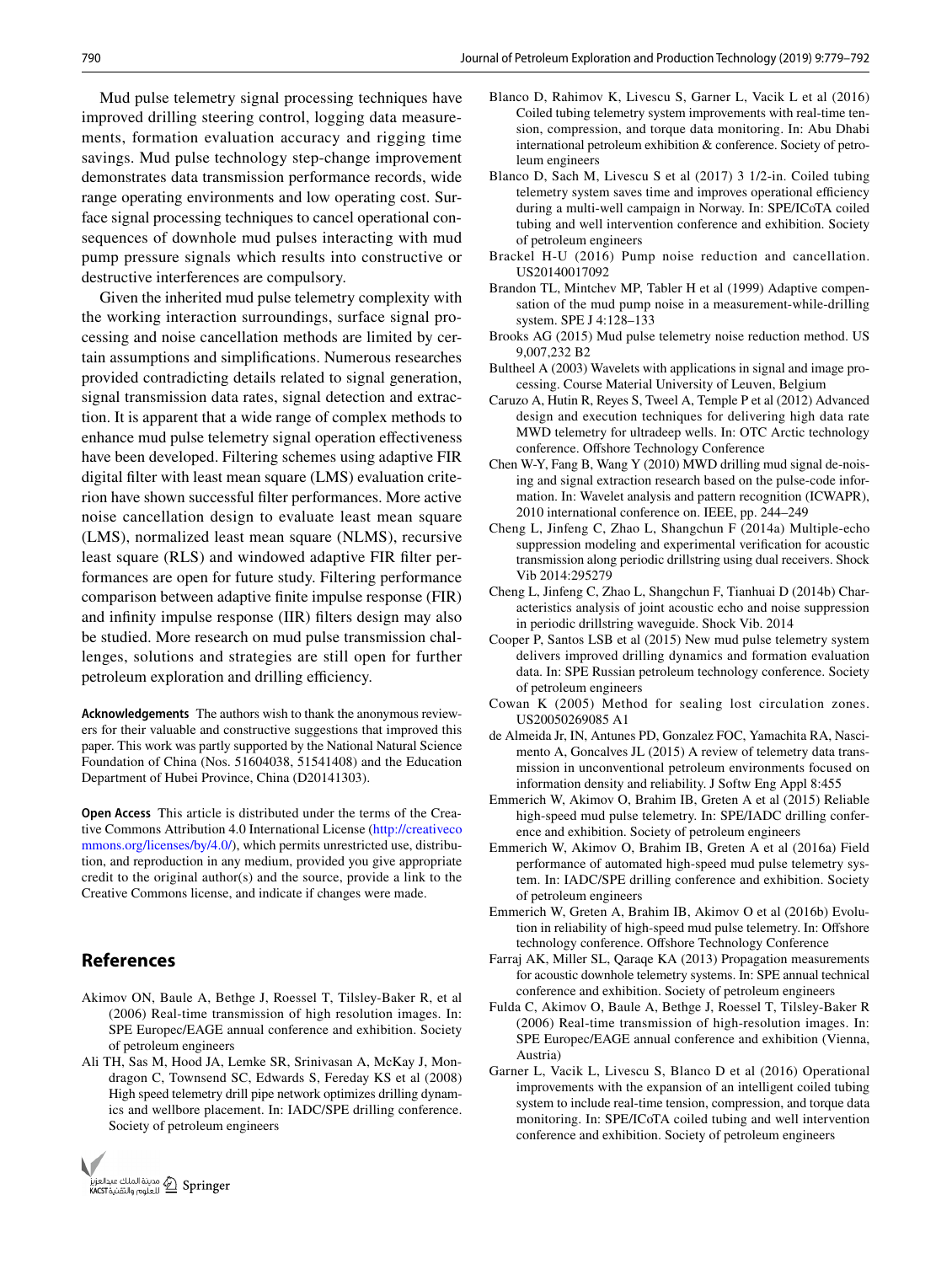Mud pulse telemetry signal processing techniques have improved drilling steering control, logging data measurements, formation evaluation accuracy and rigging time savings. Mud pulse technology step-change improvement demonstrates data transmission performance records, wide range operating environments and low operating cost. Surface signal processing techniques to cancel operational consequences of downhole mud pulses interacting with mud pump pressure signals which results into constructive or destructive interferences are compulsory.

Given the inherited mud pulse telemetry complexity with the working interaction surroundings, surface signal processing and noise cancellation methods are limited by certain assumptions and simplifications. Numerous researches provided contradicting details related to signal generation, signal transmission data rates, signal detection and extraction. It is apparent that a wide range of complex methods to enhance mud pulse telemetry signal operation effectiveness have been developed. Filtering schemes using adaptive FIR digital filter with least mean square (LMS) evaluation criterion have shown successful filter performances. More active noise cancellation design to evaluate least mean square (LMS), normalized least mean square (NLMS), recursive least square (RLS) and windowed adaptive FIR filter performances are open for future study. Filtering performance comparison between adaptive finite impulse response (FIR) and infinity impulse response (IIR) filters design may also be studied. More research on mud pulse transmission challenges, solutions and strategies are still open for further petroleum exploration and drilling efficiency.

**Acknowledgements** The authors wish to thank the anonymous reviewers for their valuable and constructive suggestions that improved this paper. This work was partly supported by the National Natural Science Foundation of China (Nos. 51604038, 51541408) and the Education Department of Hubei Province, China (D20141303).

**Open Access** This article is distributed under the terms of the Creative Commons Attribution 4.0 International License (http://creativecommons.org/licenses/by/4.0/), which permits unrestricted use, distribution, and reproduction in any medium, provided you give appropriate credit to the original author(s) and the source, provide a link to the Creative Commons license, and indicate if changes were made.

## References

Akimov ON, Baule A, Bethge J, Roessel T, Tilsley-Baker R, et al (2006) Real-time transmission of high resolution images. In: SPE Europec/EAGE annual conference and exhibition. Society of petroleum engineers

Ali TH, Sas M, Hood JA, Lemke SR, Srinivasan A, McKay J, Mondragon C, Townsend SC, Edwards S, Fereday KS et al (2008) High speed telemetry drill pipe network optimizes drilling dynamics and wellbore placement. In: IADC/SPE drilling conference. Society of petroleum engineers

Blanco D, Rahimov K, Livescu S, Garner L, Vacik L et al (2016) Coiled tubing telemetry system improvements with real-time tension, compression, and torque data monitoring. In: Abu Dhabi international petroleum exhibition & conference. Society of petroleum engineers

Blanco D, Sach M, Livescu S et al (2017) 3 1/2-in. Coiled tubing telemetry system saves time and improves operational efficiency during a multi-well campaign in Norway. In: SPE/ICoTA coiled tubing and well intervention conference and exhibition. Society of petroleum engineers

Brackel H-U (2016) Pump noise reduction and cancellation. US20140017092

Brandon TL, Mintchev MP, Tabler H et al (1999) Adaptive compensation of the mud pump noise in a measurement-while-drilling system. SPE J 4:128–133

Brooks AG (2015) Mud pulse telemetry noise reduction method. US 9,007,232 B2

Bultheel A (2003) Wavelets with applications in signal and image processing. Course Material University of Leuven, Belgium

Caruzo A, Hutin R, Reyes S, Tweel A, Temple P et al (2012) Advanced design and execution techniques for delivering high data rate MWD telemetry for ultradeep wells. In: OTC Arctic technology conference. Offshore Technology Conference

Chen W-Y, Fang B, Wang Y (2010) MWD drilling mud signal de-noising and signal extraction research based on the pulse-code information. In: Wavelet analysis and pattern recognition (ICWAPR), 2010 international conference on. IEEE, pp. 244–249

Cheng L, Jinfeng C, Zhao L, Shangchun F (2014a) Multiple-echo suppression modeling and experimental verification for acoustic transmission along periodic drillstring using dual receivers. Shock Vib 2014:295279

Cheng L, Jinfeng C, Zhao L, Shangchun F, Tianhuai D (2014b) Characteristics analysis of joint acoustic echo and noise suppression in periodic drillstring waveguide. Shock Vib. 2014

Cooper P, Santos LSB et al (2015) New mud pulse telemetry system delivers improved drilling dynamics and formation evaluation data. In: SPE Russian petroleum technology conference. Society of petroleum engineers

Cowan K (2005) Method for sealing lost circulation zones. US20050269085 A1

de Almeida Jr, IN, Antunes PD, Gonzalez FOC, Yamachita RA, Nascimento A, Goncalves JL (2015) A review of telemetry data transmission in unconventional petroleum environments focused on information density and reliability. J Softw Eng Appl 8:455

Emmerich W, Akimov O, Brahim IB, Greten A et al (2015) Reliable high-speed mud pulse telemetry. In: SPE/IADC drilling conference and exhibition. Society of petroleum engineers

Emmerich W, Akimov O, Brahim IB, Greten A et al (2016a) Field performance of automated high-speed mud pulse telemetry system. In: IADC/SPE drilling conference and exhibition. Society of petroleum engineers

Emmerich W, Greten A, Brahim IB, Akimov O et al (2016b) Evolution in reliability of high-speed mud pulse telemetry. In: Offshore technology conference. Offshore Technology Conference

Farraj AK, Miller SL, Qaraqe KA (2013) Propagation measurements for acoustic downhole telemetry systems. In: SPE annual technical conference and exhibition. Society of petroleum engineers

Fulda C, Akimov O, Baule A, Bethge J, Roessel T, Tilsley-Baker R (2006) Real-time transmission of high-resolution images. In: SPE Europec/EAGE annual conference and exhibition (Vienna, Austria)

Garner L, Vacik L, Livescu S, Blanco D et al (2016) Operational improvements with the expansion of an intelligent coiled tubing system to include real-time tension, compression, and torque data monitoring. In: SPE/ICoTA coiled tubing and well intervention conference and exhibition. Society of petroleum engineers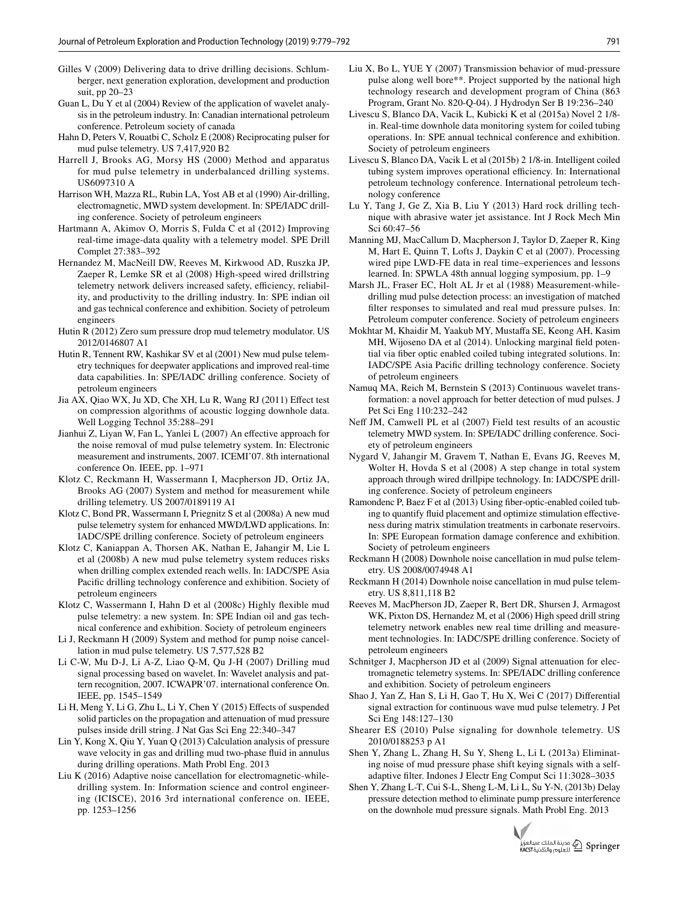Gilles V (2009) Delivering data to drive drilling decisions. Schlumberger, next generation exploration, development and production suit, pp 20–23

Guan L, Du Y et al (2004) Review of the application of wavelet analysis in the petroleum industry. In: Canadian international petroleum conference. Petroleum society of canada

Hahn D, Peters V, Rouatbi C, Scholz E (2008) Reciprocating pulser for mud pulse telemetry. US 7,417,920 B2

Harrell J, Brooks AG, Morsy HS (2000) Method and apparatus for mud pulse telemetry in underbalanced drilling systems. US6097310 A

Harrison WH, Mazza RL, Rubin LA, Yost AB et al (1990) Air-drilling, electromagnetic, MWD system development. In: SPE/IADC drilling conference. Society of petroleum engineers

Hartmann A, Akimov O, Morris S, Fulda C et al (2012) Improving real-time image-data quality with a telemetry model. SPE Drill Complet 27:383–392

Hernandez M, MacNeill DW, Reeves M, Kirkwood AD, Ruszka JP, Zaeper R, Lemke SR et al (2008) High-speed wired drillstring telemetry network delivers increased safety, efficiency, reliability, and productivity to the drilling industry. In: SPE indian oil and gas technical conference and exhibition. Society of petroleum engineers

Hutin R (2012) Zero sum pressure drop mud telemetry modulator. US 2012/0146807 A1

Hutin R, Tennent RW, Kashikar SV et al (2001) New mud pulse telemetry techniques for deepwater applications and improved real-time data capabilities. In: SPE/IADC drilling conference. Society of petroleum engineers

Jia AX, Qiao WX, Ju XD, Che XH, Lu R, Wang RJ (2011) Effect test on compression algorithms of acoustic logging downhole data. Well Logging Technol 35:288–291

Jianhui Z, Liyan W, Fan L, Yanlei L (2007) An effective approach for the noise removal of mud pulse telemetry system. In: Electronic measurement and instruments, 2007. ICEMI'07. 8th international conference On. IEEE, pp. 1–971

Klotz C, Reckmann H, Wassermann I, Macpherson JD, Ortiz JA, Brooks AG (2007) System and method for measurement while drilling telemetry. US 2007/0189119 A1

Klotz C, Bond PR, Wassermann I, Priegnitz S et al (2008a) A new mud pulse telemetry system for enhanced MWD/LWD applications. In: IADC/SPE drilling conference. Society of petroleum engineers

Klotz C, Kaniappan A, Thorsen AK, Nathan E, Jahangir M, Lie L et al (2008b) A new mud pulse telemetry system reduces risks when drilling complex extended reach wells. In: IADC/SPE Asia Pacific drilling technology conference and exhibition. Society of petroleum engineers

Klotz C, Wassermann I, Hahn D et al (2008c) Highly flexible mud pulse telemetry: a new system. In: SPE Indian oil and gas technical conference and exhibition. Society of petroleum engineers

Li J, Reckmann H (2009) System and method for pump noise cancellation in mud pulse telemetry. US 7,577,528 B2

Li C-W, Mu D-J, Li A-Z, Liao Q-M, Qu J-H (2007) Drilling mud signal processing based on wavelet. In: Wavelet analysis and pattern recognition, 2007. ICWAPR'07. international conference On. IEEE, pp. 1545–1549

Li H, Meng Y, Li G, Zhu L, Li Y, Chen Y (2015) Effects of suspended solid particles on the propagation and attenuation of mud pressure pulses inside drill string. J Nat Gas Sci Eng 22:340–347

Lin Y, Kong X, Qiu Y, Yuan Q (2013) Calculation analysis of pressure wave velocity in gas and drilling mud two-phase fluid in annulus during drilling operations. Math Probl Eng. 2013

Liu K (2016) Adaptive noise cancellation for electromagnetic-while-drilling system. In: Information science and control engineering (ICISCE), 2016 3rd international conference on. IEEE, pp. 1253–1256

Liu X, Bo L, YUE Y (2007) Transmission behavior of mud-pressure pulse along well bore**. Project supported by the national high technology research and development program of China (863 Program, Grant No. 820-Q-04). J Hydrodyn Ser B 19:236–240

Livescu S, Blanco DA, Vacik L, Kubicki K et al (2015a) Novel 2 1/8-in. Real-time downhole data monitoring system for coiled tubing operations. In: SPE annual technical conference and exhibition. Society of petroleum engineers

Livescu S, Blanco DA, Vacik L et al (2015b) 2 1/8-in. Intelligent coiled tubing system improves operational efficiency. In: International petroleum technology conference. International petroleum technology conference

Lu Y, Tang J, Ge Z, Xia B, Liu Y (2013) Hard rock drilling technique with abrasive water jet assistance. Int J Rock Mech Min Sci 60:47–56

Manning MJ, MacCallum D, Macpherson J, Taylor D, Zaeper R, King M, Hart E, Quinn T, Lofts J, Daykin C et al (2007). Processing wired pipe LWD-FE data in real time–experiences and lessons learned. In: SPWLA 48th annual logging symposium, pp. 1–9

Marsh JL, Fraser EC, Holt AL Jr et al (1988) Measurement-while-drilling mud pulse detection process: an investigation of matched filter responses to simulated and real mud pressure pulses. In: Petroleum computer conference. Society of petroleum engineers

Mokhtar M, Khaidir M, Yaakub MY, Mustaffa SE, Keong AH, Kasim MH, Wijoseno DA et al (2014). Unlocking marginal field potential via fiber optic enabled coiled tubing integrated solutions. In: IADC/SPE Asia Pacific drilling technology conference. Society of petroleum engineers

Namuq MA, Reich M, Bernstein S (2013) Continuous wavelet transformation: a novel approach for better detection of mud pulses. J Pet Sci Eng 110:232–242

Neff JM, Camwell PL et al (2007) Field test results of an acoustic telemetry MWD system. In: SPE/IADC drilling conference. Society of petroleum engineers

Nygard V, Jahangir M, Gravem T, Nathan E, Evans JG, Reeves M, Wolter H, Hovda S et al (2008) A step change in total system approach through wired drillpipe technology. In: IADC/SPE drilling conference. Society of petroleum engineers

Ramondenc P, Baez F et al (2013) Using fiber-optic-enabled coiled tubing to quantify fluid placement and optimize stimulation effectiveness during matrix stimulation treatments in carbonate reservoirs. In: SPE European formation damage conference and exhibition. Society of petroleum engineers

Reckmann H (2008) Downhole noise cancellation in mud pulse telemetry. US 2008/0074948 A1

Reckmann H (2014) Downhole noise cancellation in mud pulse telemetry. US 8,811,118 B2

Reeves M, MacPherson JD, Zaeper R, Bert DR, Shursen J, Armagost WK, Pixton DS, Hernandez M, et al (2006) High speed drill string telemetry network enables new real time drilling and measurement technologies. In: IADC/SPE drilling conference. Society of petroleum engineers

Schnitger J, Macpherson JD et al (2009) Signal attenuation for electromagnetic telemetry systems. In: SPE/IADC drilling conference and exhibition. Society of petroleum engineers

Shao J, Yan Z, Han S, Li H, Gao T, Hu X, Wei C (2017) Differential signal extraction for continuous wave mud pulse telemetry. J Pet Sci Eng 148:127–130

Shearer ES (2010) Pulse signaling for downhole telemetry. US 2010/0188253 p A1

Shen Y, Zhang L, Zhang H, Su Y, Sheng L, Li L (2013a) Eliminating noise of mud pressure phase shift keying signals with a self-adaptive filter. Indones J Electr Eng Comput Sci 11:3028–3035

Shen Y, Zhang L-T, Cui S-L, Sheng L-M, Li L, Su Y-N, (2013b) Delay pressure detection method to eliminate pump pressure interference on the downhole mud pressure signals. Math Probl Eng. 2013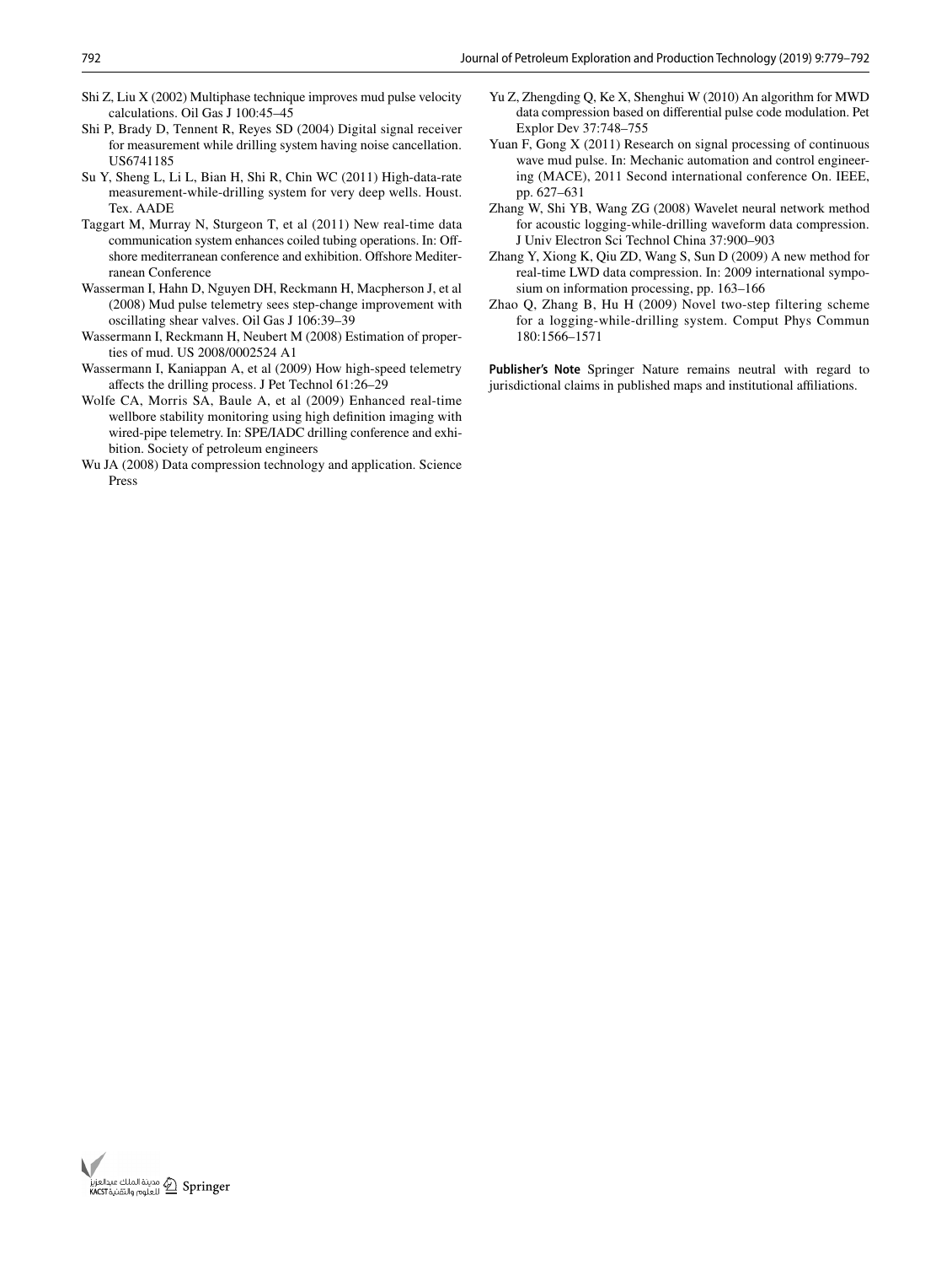Shi Z, Liu X (2002) Multiphase technique improves mud pulse velocity calculations. Oil Gas J 100:45–45

Shi P, Brady D, Tennent R, Reyes SD (2004) Digital signal receiver for measurement while drilling system having noise cancellation. US6741185

Su Y, Sheng L, Li L, Bian H, Shi R, Chin WC (2011) High-data-rate measurement-while-drilling system for very deep wells. Houst. Tex. AADE

Taggart M, Murray N, Sturgeon T, et al (2011) New real-time data communication system enhances coiled tubing operations. In: Offshore mediterranean conference and exhibition. Offshore Mediterranean Conference

Wasserman I, Hahn D, Nguyen DH, Reckmann H, Macpherson J, et al (2008) Mud pulse telemetry sees step-change improvement with oscillating shear valves. Oil Gas J 106:39–39

Wassermann I, Reckmann H, Neubert M (2008) Estimation of properties of mud. US 2008/0002524 A1

Wassermann I, Kaniappan A, et al (2009) How high-speed telemetry affects the drilling process. J Pet Technol 61:26–29

Wolfe CA, Morris SA, Baule A, et al (2009) Enhanced real-time wellbore stability monitoring using high definition imaging with wired-pipe telemetry. In: SPE/IADC drilling conference and exhibition. Society of petroleum engineers

Wu JA (2008) Data compression technology and application. Science Press

Yu Z, Zhengding Q, Ke X, Shenghui W (2010) An algorithm for MWD data compression based on differential pulse code modulation. Pet Explor Dev 37:748–755

Yuan F, Gong X (2011) Research on signal processing of continuous wave mud pulse. In: Mechanic automation and control engineering (MACE), 2011 Second international conference On. IEEE, pp. 627–631

Zhang W, Shi YB, Wang ZG (2008) Wavelet neural network method for acoustic logging-while-drilling waveform data compression. J Univ Electron Sci Technol China 37:900–903

Zhang Y, Xiong K, Qiu ZD, Wang S, Sun D (2009) A new method for real-time LWD data compression. In: 2009 international symposium on information processing, pp. 163–166

Zhao Q, Zhang B, Hu H (2009) Novel two-step filtering scheme for a logging-while-drilling system. Comput Phys Commun 180:1566–1571

**Publisher's Note** Springer Nature remains neutral with regard to jurisdictional claims in published maps and institutional affiliations.